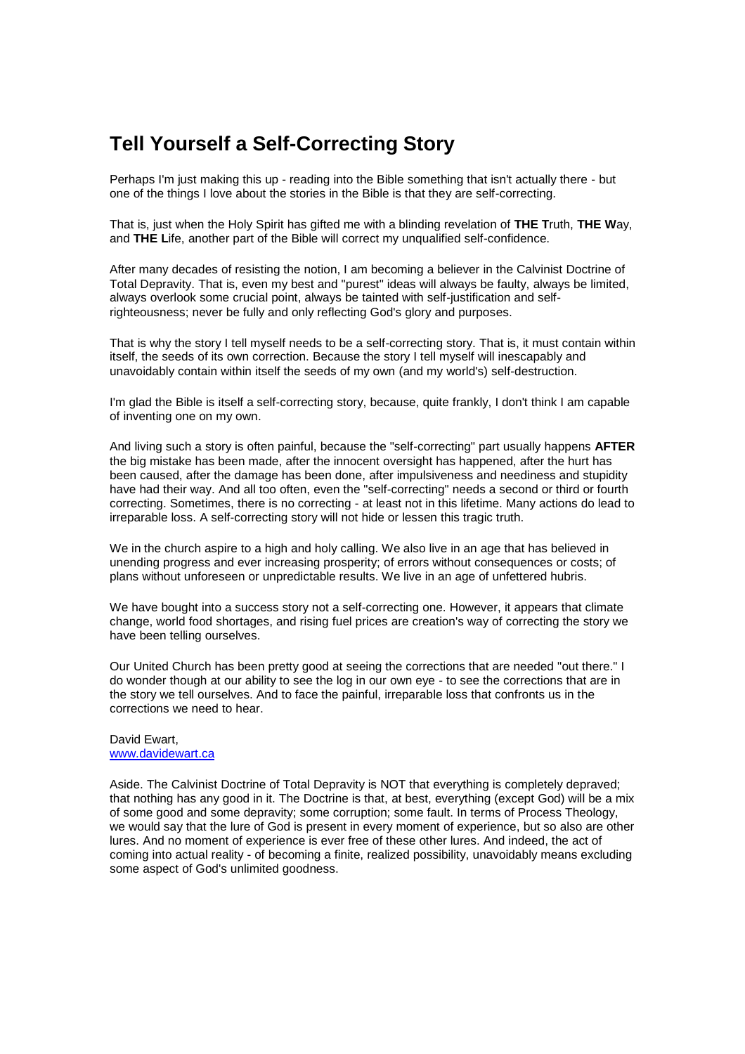# Tell Yourself a Self-Correcting Story

Perhaps I'm just making this up - reading into the Bible something that isn't actually there - but one of the things I love about the stories in the Bible is that they are self-correcting.

That is, just when the Holy Spirit has gifted me with a blinding revelation of **THE T**ruth, **THE W**ay, and **THE L**ife, another part of the Bible will correct my unqualified self-confidence.

After many decades of resisting the notion, I am becoming a believer in the Calvinist Doctrine of Total Depravity. That is, even my best and "purest" ideas will always be faulty, always be limited, always overlook some crucial point, always be tainted with self-justification and self-righteousness; never be fully and only reflecting God's glory and purposes.

That is why the story I tell myself needs to be a self-correcting story. That is, it must contain within itself, the seeds of its own correction. Because the story I tell myself will inescapably and unavoidably contain within itself the seeds of my own (and my world's) self-destruction.

I'm glad the Bible is itself a self-correcting story, because, quite frankly, I don't think I am capable of inventing one on my own.

And living such a story is often painful, because the "self-correcting" part usually happens **AFTER** the big mistake has been made, after the innocent oversight has happened, after the hurt has been caused, after the damage has been done, after impulsiveness and neediness and stupidity have had their way. And all too often, even the "self-correcting" needs a second or third or fourth correcting. Sometimes, there is no correcting - at least not in this lifetime. Many actions do lead to irreparable loss. A self-correcting story will not hide or lessen this tragic truth.

We in the church aspire to a high and holy calling. We also live in an age that has believed in unending progress and ever increasing prosperity; of errors without consequences or costs; of plans without unforeseen or unpredictable results. We live in an age of unfettered hubris.

We have bought into a success story not a self-correcting one. However, it appears that climate change, world food shortages, and rising fuel prices are creation's way of correcting the story we have been telling ourselves.

Our United Church has been pretty good at seeing the corrections that are needed "out there." I do wonder though at our ability to see the log in our own eye - to see the corrections that are in the story we tell ourselves. And to face the painful, irreparable loss that confronts us in the corrections we need to hear.

David Ewart,
[www.davidewart.ca](http://www.davidewart.ca)

Aside. The Calvinist Doctrine of Total Depravity is NOT that everything is completely depraved; that nothing has any good in it. The Doctrine is that, at best, everything (except God) will be a mix of some good and some depravity; some corruption; some fault. In terms of Process Theology, we would say that the lure of God is present in every moment of experience, but so also are other lures. And no moment of experience is ever free of these other lures. And indeed, the act of coming into actual reality - of becoming a finite, realized possibility, unavoidably means excluding some aspect of God's unlimited goodness.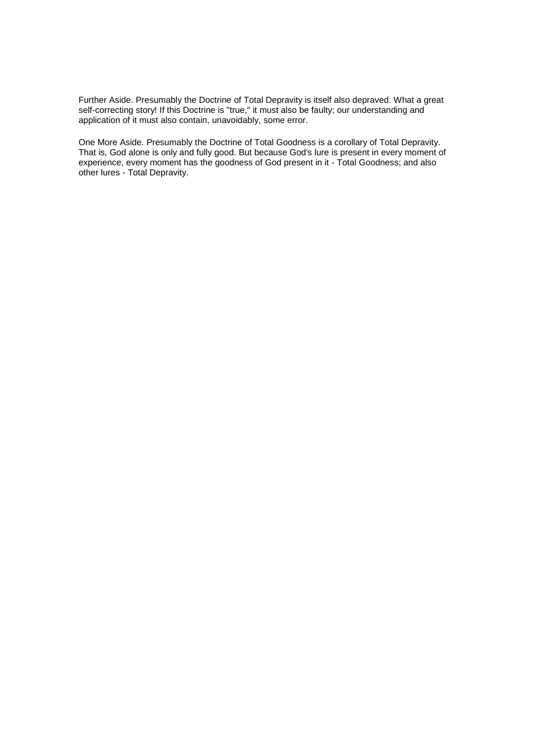Further Aside. Presumably the Doctrine of Total Depravity is itself also depraved. What a great self-correcting story! If this Doctrine is "true," it must also be faulty; our understanding and application of it must also contain, unavoidably, some error.

One More Aside. Presumably the Doctrine of Total Goodness is a corollary of Total Depravity. That is, God alone is only and fully good. But because God's lure is present in every moment of experience, every moment has the goodness of God present in it - Total Goodness; and also other lures - Total Depravity.